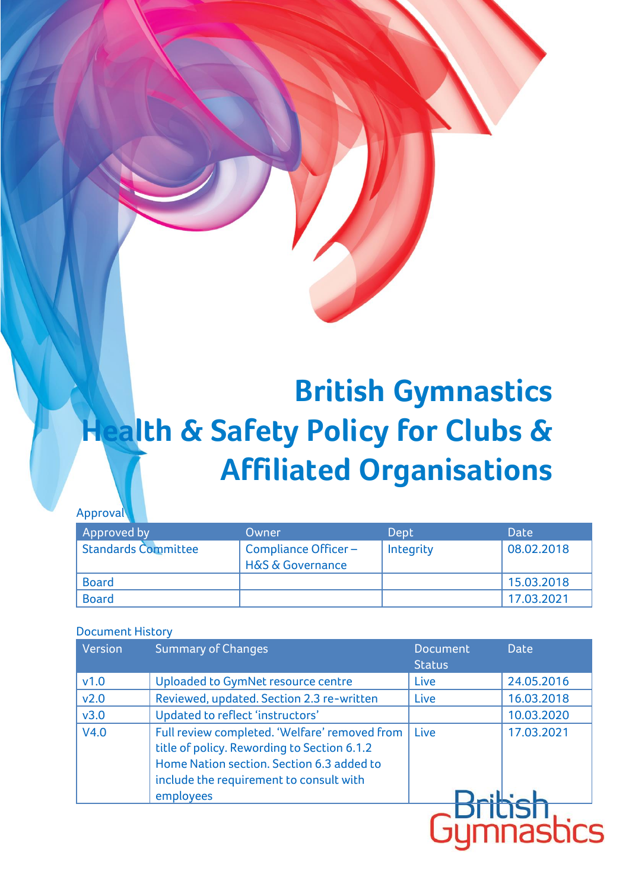# British Gymnastics Health & Safety Policy for Clubs & Affiliated Organisations

Approval

| Approved by | Owner | Dept | Date |
|---|---|---|---|
| Standards Committee | Compliance Officer – H&S & Governance | Integrity | 08.02.2018 |
| Board | | | 15.03.2018 |
| Board | | | 17.03.2021 |

Document History

| Version | Summary of Changes | Document Status | Date |
|---|---|---|---|
| v1.0 | Uploaded to GymNet resource centre | Live | 24.05.2016 |
| v2.0 | Reviewed, updated. Section 2.3 re-written | Live | 16.03.2018 |
| v3.0 | Updated to reflect 'instructors' | | 10.03.2020 |
| V4.0 | Full review completed. 'Welfare' removed from title of policy. Rewording to Section 6.1.2 Home Nation section. Section 6.3 added to include the requirement to consult with employees | Live | 17.03.2021 |

British Gymnastics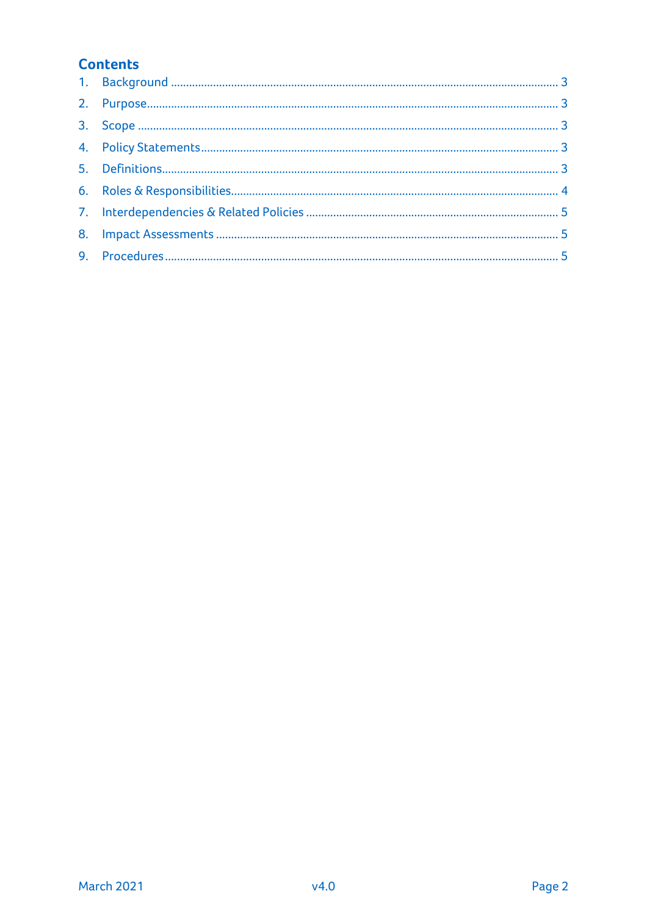## Contents

1. Background ..... 3
2. Purpose ..... 3
3. Scope ..... 3
4. Policy Statements ..... 3
5. Definitions ..... 3
6. Roles & Responsibilities ..... 4
7. Interdependencies & Related Policies ..... 5
8. Impact Assessments ..... 5
9. Procedures ..... 5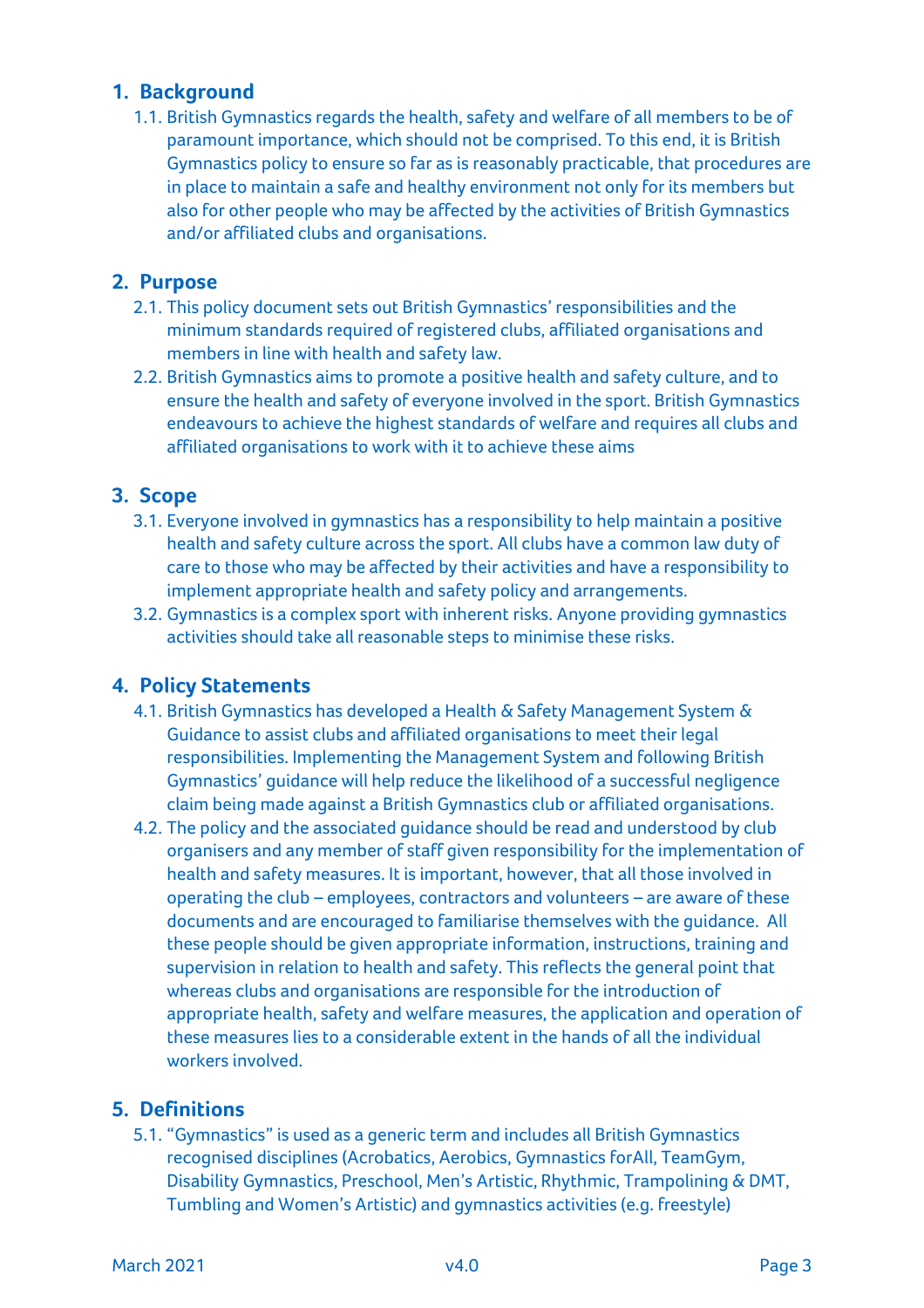## 1. Background

1.1. British Gymnastics regards the health, safety and welfare of all members to be of paramount importance, which should not be comprised. To this end, it is British Gymnastics policy to ensure so far as is reasonably practicable, that procedures are in place to maintain a safe and healthy environment not only for its members but also for other people who may be affected by the activities of British Gymnastics and/or affiliated clubs and organisations.

## 2. Purpose

2.1. This policy document sets out British Gymnastics' responsibilities and the minimum standards required of registered clubs, affiliated organisations and members in line with health and safety law.

2.2. British Gymnastics aims to promote a positive health and safety culture, and to ensure the health and safety of everyone involved in the sport. British Gymnastics endeavours to achieve the highest standards of welfare and requires all clubs and affiliated organisations to work with it to achieve these aims

## 3. Scope

3.1. Everyone involved in gymnastics has a responsibility to help maintain a positive health and safety culture across the sport. All clubs have a common law duty of care to those who may be affected by their activities and have a responsibility to implement appropriate health and safety policy and arrangements.

3.2. Gymnastics is a complex sport with inherent risks. Anyone providing gymnastics activities should take all reasonable steps to minimise these risks.

## 4. Policy Statements

4.1. British Gymnastics has developed a Health & Safety Management System & Guidance to assist clubs and affiliated organisations to meet their legal responsibilities. Implementing the Management System and following British Gymnastics' guidance will help reduce the likelihood of a successful negligence claim being made against a British Gymnastics club or affiliated organisations.

4.2. The policy and the associated guidance should be read and understood by club organisers and any member of staff given responsibility for the implementation of health and safety measures. It is important, however, that all those involved in operating the club – employees, contractors and volunteers – are aware of these documents and are encouraged to familiarise themselves with the guidance. All these people should be given appropriate information, instructions, training and supervision in relation to health and safety. This reflects the general point that whereas clubs and organisations are responsible for the introduction of appropriate health, safety and welfare measures, the application and operation of these measures lies to a considerable extent in the hands of all the individual workers involved.

## 5. Definitions

5.1. "Gymnastics" is used as a generic term and includes all British Gymnastics recognised disciplines (Acrobatics, Aerobics, Gymnastics forAll, TeamGym, Disability Gymnastics, Preschool, Men's Artistic, Rhythmic, Trampolining & DMT, Tumbling and Women's Artistic) and gymnastics activities (e.g. freestyle)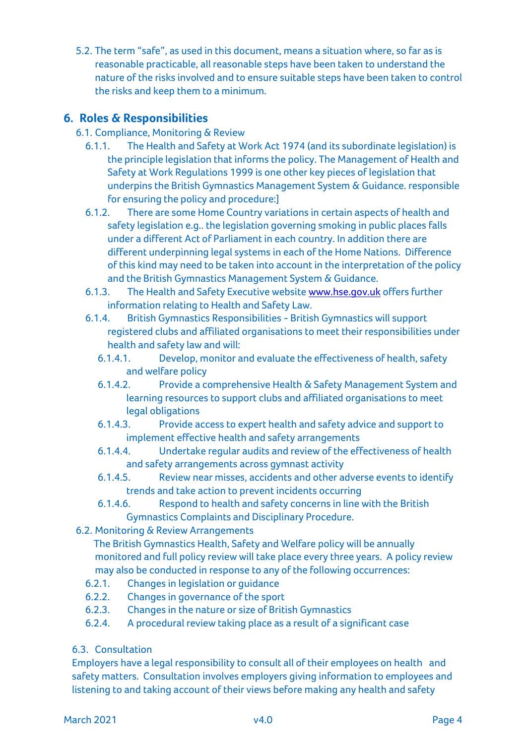5.2. The term "safe", as used in this document, means a situation where, so far as is reasonable practicable, all reasonable steps have been taken to understand the nature of the risks involved and to ensure suitable steps have been taken to control the risks and keep them to a minimum.

## 6. Roles & Responsibilities

6.1. Compliance, Monitoring & Review

6.1.1. The Health and Safety at Work Act 1974 (and its subordinate legislation) is the principle legislation that informs the policy. The Management of Health and Safety at Work Regulations 1999 is one other key pieces of legislation that underpins the British Gymnastics Management System & Guidance. responsible for ensuring the policy and procedure:]

6.1.2. There are some Home Country variations in certain aspects of health and safety legislation e.g.. the legislation governing smoking in public places falls under a different Act of Parliament in each country. In addition there are different underpinning legal systems in each of the Home Nations. Difference of this kind may need to be taken into account in the interpretation of the policy and the British Gymnastics Management System & Guidance.

6.1.3. The Health and Safety Executive website www.hse.gov.uk offers further information relating to Health and Safety Law.

6.1.4. British Gymnastics Responsibilities - British Gymnastics will support registered clubs and affiliated organisations to meet their responsibilities under health and safety law and will:

6.1.4.1. Develop, monitor and evaluate the effectiveness of health, safety and welfare policy

6.1.4.2. Provide a comprehensive Health & Safety Management System and learning resources to support clubs and affiliated organisations to meet legal obligations

6.1.4.3. Provide access to expert health and safety advice and support to implement effective health and safety arrangements

6.1.4.4. Undertake regular audits and review of the effectiveness of health and safety arrangements across gymnast activity

6.1.4.5. Review near misses, accidents and other adverse events to identify trends and take action to prevent incidents occurring

6.1.4.6. Respond to health and safety concerns in line with the British Gymnastics Complaints and Disciplinary Procedure.

6.2. Monitoring & Review Arrangements

The British Gymnastics Health, Safety and Welfare policy will be annually monitored and full policy review will take place every three years. A policy review may also be conducted in response to any of the following occurrences:

6.2.1. Changes in legislation or guidance

6.2.2. Changes in governance of the sport

6.2.3. Changes in the nature or size of British Gymnastics

6.2.4. A procedural review taking place as a result of a significant case

6.3. Consultation

Employers have a legal responsibility to consult all of their employees on health and safety matters. Consultation involves employers giving information to employees and listening to and taking account of their views before making any health and safety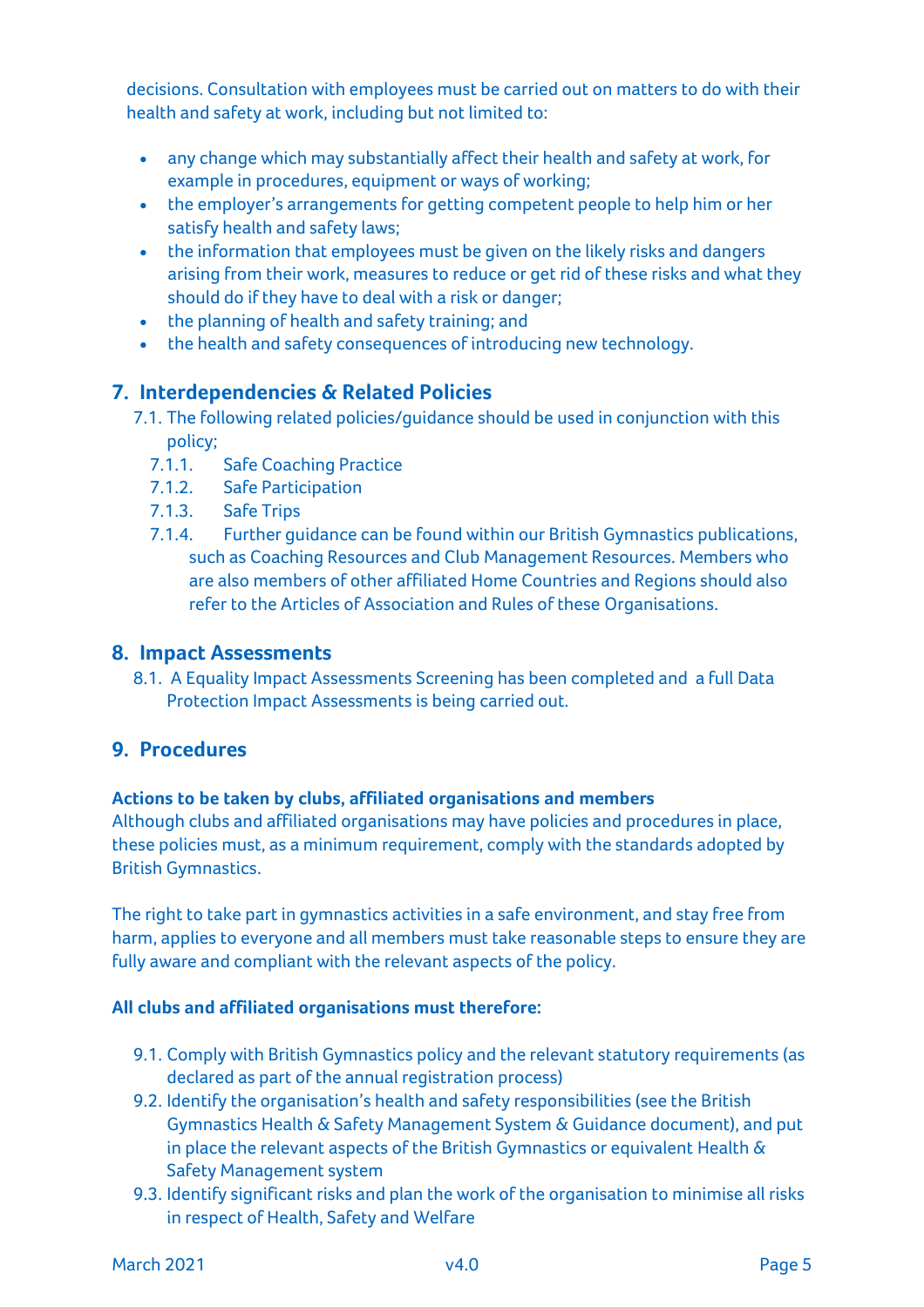decisions. Consultation with employees must be carried out on matters to do with their health and safety at work, including but not limited to:

- any change which may substantially affect their health and safety at work, for example in procedures, equipment or ways of working;
- the employer's arrangements for getting competent people to help him or her satisfy health and safety laws;
- the information that employees must be given on the likely risks and dangers arising from their work, measures to reduce or get rid of these risks and what they should do if they have to deal with a risk or danger;
- the planning of health and safety training; and
- the health and safety consequences of introducing new technology.

## 7. Interdependencies & Related Policies

7.1. The following related policies/guidance should be used in conjunction with this policy;

7.1.1. Safe Coaching Practice

7.1.2. Safe Participation

7.1.3. Safe Trips

7.1.4. Further guidance can be found within our British Gymnastics publications, such as Coaching Resources and Club Management Resources. Members who are also members of other affiliated Home Countries and Regions should also refer to the Articles of Association and Rules of these Organisations.

## 8. Impact Assessments

8.1. A Equality Impact Assessments Screening has been completed and a full Data Protection Impact Assessments is being carried out.

## 9. Procedures

**Actions to be taken by clubs, affiliated organisations and members**

Although clubs and affiliated organisations may have policies and procedures in place, these policies must, as a minimum requirement, comply with the standards adopted by British Gymnastics.

The right to take part in gymnastics activities in a safe environment, and stay free from harm, applies to everyone and all members must take reasonable steps to ensure they are fully aware and compliant with the relevant aspects of the policy.

**All clubs and affiliated organisations must therefore:**

9.1. Comply with British Gymnastics policy and the relevant statutory requirements (as declared as part of the annual registration process)

9.2. Identify the organisation's health and safety responsibilities (see the British Gymnastics Health & Safety Management System & Guidance document), and put in place the relevant aspects of the British Gymnastics or equivalent Health & Safety Management system

9.3. Identify significant risks and plan the work of the organisation to minimise all risks in respect of Health, Safety and Welfare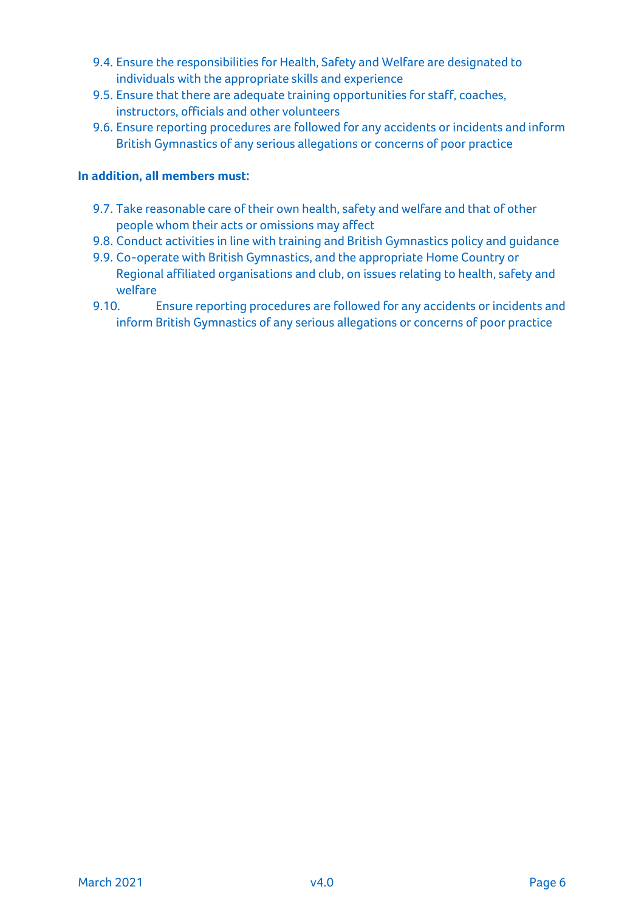9.4. Ensure the responsibilities for Health, Safety and Welfare are designated to individuals with the appropriate skills and experience

9.5. Ensure that there are adequate training opportunities for staff, coaches, instructors, officials and other volunteers

9.6. Ensure reporting procedures are followed for any accidents or incidents and inform British Gymnastics of any serious allegations or concerns of poor practice

**In addition, all members must:**

9.7. Take reasonable care of their own health, safety and welfare and that of other people whom their acts or omissions may affect

9.8. Conduct activities in line with training and British Gymnastics policy and guidance

9.9. Co-operate with British Gymnastics, and the appropriate Home Country or Regional affiliated organisations and club, on issues relating to health, safety and welfare

9.10. Ensure reporting procedures are followed for any accidents or incidents and inform British Gymnastics of any serious allegations or concerns of poor practice